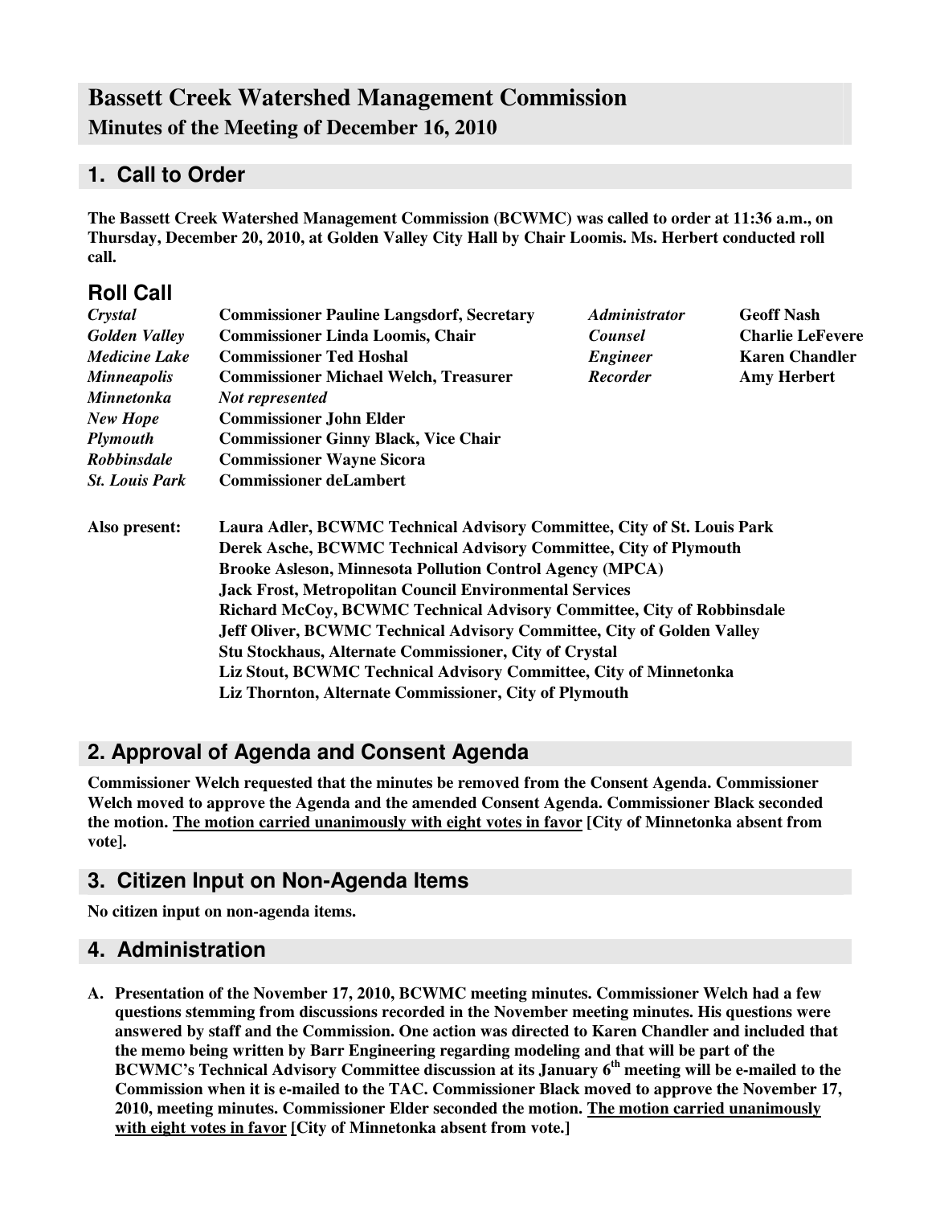# Bassett Creek Watershed Management Commission

## Minutes of the Meeting of December 16, 2010

## 1. Call to Order

**The Bassett Creek Watershed Management Commission (BCWMC) was called to order at 11:36 a.m., on Thursday, December 20, 2010, at Golden Valley City Hall by Chair Loomis. Ms. Herbert conducted roll call.**

## Roll Call

| | | | |
|---|---|---|---|
| *Crystal* | **Commissioner Pauline Langsdorf, Secretary** | *Administrator* | **Geoff Nash** |
| *Golden Valley* | **Commissioner Linda Loomis, Chair** | *Counsel* | **Charlie LeFevere** |
| *Medicine Lake* | **Commissioner Ted Hoshal** | *Engineer* | **Karen Chandler** |
| *Minneapolis* | **Commissioner Michael Welch, Treasurer** | *Recorder* | **Amy Herbert** |
| *Minnetonka* | *Not represented* | | |
| *New Hope* | **Commissioner John Elder** | | |
| *Plymouth* | **Commissioner Ginny Black, Vice Chair** | | |
| *Robbinsdale* | **Commissioner Wayne Sicora** | | |
| *St. Louis Park* | **Commissioner deLambert** | | |

**Also present:**
**Laura Adler, BCWMC Technical Advisory Committee, City of St. Louis Park**
**Derek Asche, BCWMC Technical Advisory Committee, City of Plymouth**
**Brooke Asleson, Minnesota Pollution Control Agency (MPCA)**
**Jack Frost, Metropolitan Council Environmental Services**
**Richard McCoy, BCWMC Technical Advisory Committee, City of Robbinsdale**
**Jeff Oliver, BCWMC Technical Advisory Committee, City of Golden Valley**
**Stu Stockhaus, Alternate Commissioner, City of Crystal**
**Liz Stout, BCWMC Technical Advisory Committee, City of Minnetonka**
**Liz Thornton, Alternate Commissioner, City of Plymouth**

## 2. Approval of Agenda and Consent Agenda

**Commissioner Welch requested that the minutes be removed from the Consent Agenda. Commissioner Welch moved to approve the Agenda and the amended Consent Agenda. Commissioner Black seconded the motion. <u>The motion carried unanimously with eight votes in favor</u> [City of Minnetonka absent from vote].**

## 3. Citizen Input on Non-Agenda Items

**No citizen input on non-agenda items.**

## 4. Administration

**A. Presentation of the November 17, 2010, BCWMC meeting minutes. Commissioner Welch had a few questions stemming from discussions recorded in the November meeting minutes. His questions were answered by staff and the Commission. One action was directed to Karen Chandler and included that the memo being written by Barr Engineering regarding modeling and that will be part of the BCWMC's Technical Advisory Committee discussion at its January 6th meeting will be e-mailed to the Commission when it is e-mailed to the TAC. Commissioner Black moved to approve the November 17, 2010, meeting minutes. Commissioner Elder seconded the motion. <u>The motion carried unanimously with eight votes in favor</u> [City of Minnetonka absent from vote.]**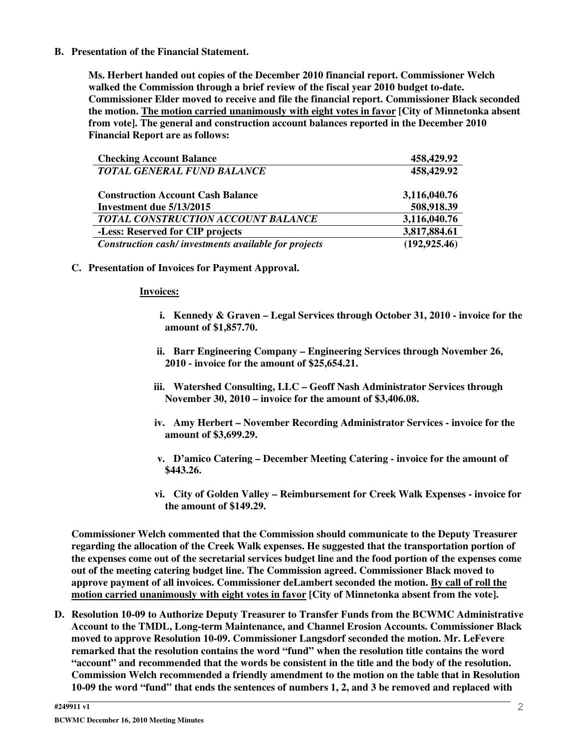**B. Presentation of the Financial Statement.**

**Ms. Herbert handed out copies of the December 2010 financial report. Commissioner Welch walked the Commission through a brief review of the fiscal year 2010 budget to-date. Commissioner Elder moved to receive and file the financial report. Commissioner Black seconded the motion. <u>The motion carried unanimously with eight votes in favor</u> [City of Minnetonka absent from vote]. The general and construction account balances reported in the December 2010 Financial Report are as follows:**

| **Checking Account Balance** | **458,429.92** |
|---|---|
| ***TOTAL GENERAL FUND BALANCE*** | **458,429.92** |
| | |
| **Construction Account Cash Balance** | **3,116,040.76** |
| **Investment due 5/13/2015** | **508,918.39** |
| ***TOTAL CONSTRUCTION ACCOUNT BALANCE*** | **3,116,040.76** |
| **-Less: Reserved for CIP projects** | **3,817,884.61** |
| ***Construction cash/ investments available for projects*** | **(192,925.46)** |

**C. Presentation of Invoices for Payment Approval.**

**<u>Invoices:</u>**

i. **Kennedy & Graven – Legal Services through October 31, 2010 - invoice for the amount of $1,857.70.**

ii. **Barr Engineering Company – Engineering Services through November 26, 2010 - invoice for the amount of $25,654.21.**

iii. **Watershed Consulting, LLC – Geoff Nash Administrator Services through November 30, 2010 – invoice for the amount of $3,406.08.**

iv. **Amy Herbert – November Recording Administrator Services - invoice for the amount of $3,699.29.**

v. **D'amico Catering – December Meeting Catering - invoice for the amount of $443.26.**

vi. **City of Golden Valley – Reimbursement for Creek Walk Expenses - invoice for the amount of $149.29.**

**Commissioner Welch commented that the Commission should communicate to the Deputy Treasurer regarding the allocation of the Creek Walk expenses. He suggested that the transportation portion of the expenses come out of the secretarial services budget line and the food portion of the expenses come out of the meeting catering budget line. The Commission agreed. Commissioner Black moved to approve payment of all invoices. Commissioner deLambert seconded the motion. <u>By call of roll the motion carried unanimously with eight votes in favor</u> [City of Minnetonka absent from the vote].**

**D. Resolution 10-09 to Authorize Deputy Treasurer to Transfer Funds from the BCWMC Administrative Account to the TMDL, Long-term Maintenance, and Channel Erosion Accounts. Commissioner Black moved to approve Resolution 10-09. Commissioner Langsdorf seconded the motion. Mr. LeFevere remarked that the resolution contains the word "fund" when the resolution title contains the word "account" and recommended that the words be consistent in the title and the body of the resolution. Commission Welch recommended a friendly amendment to the motion on the table that in Resolution 10-09 the word "fund" that ends the sentences of numbers 1, 2, and 3 be removed and replaced with**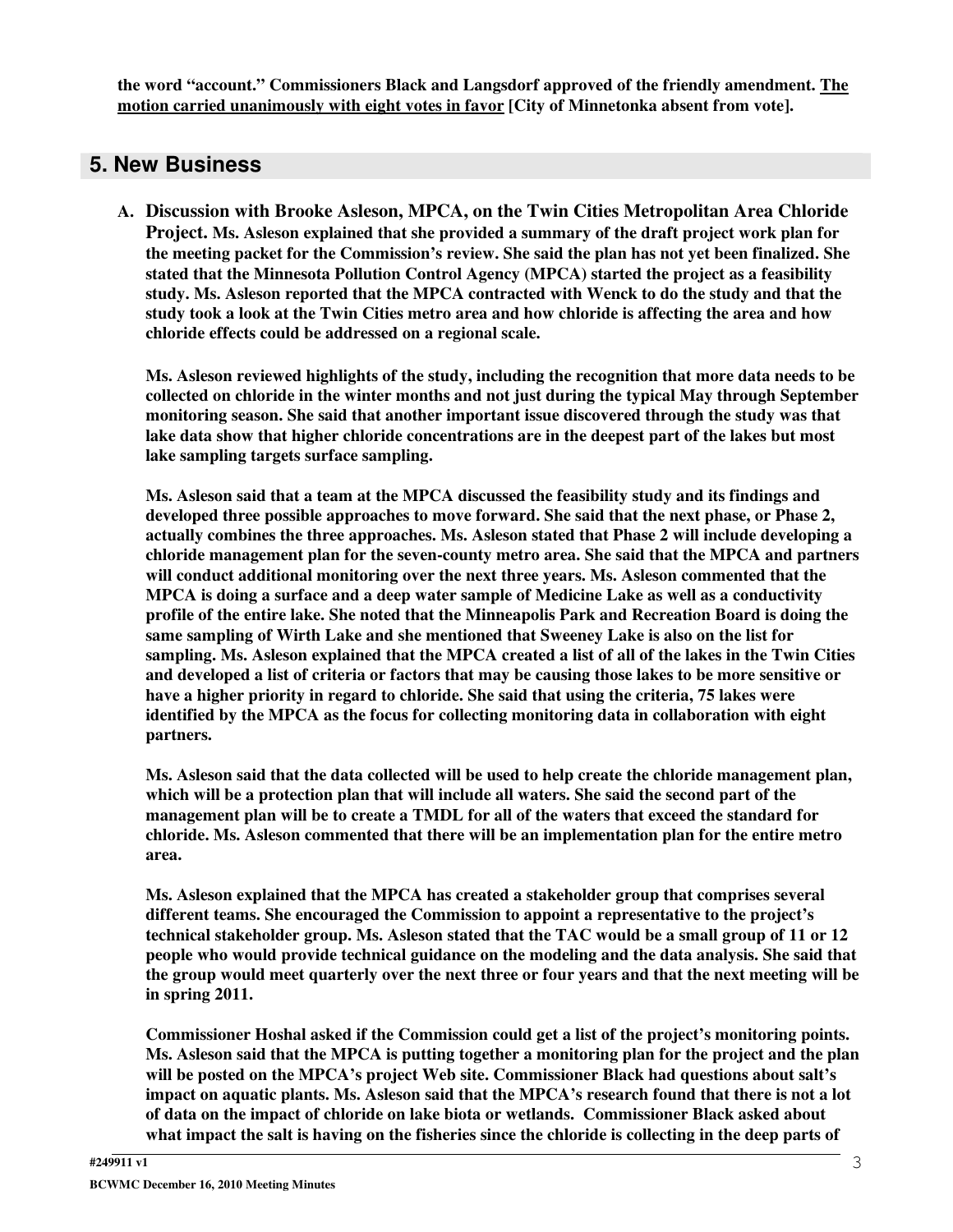**the word "account." Commissioners Black and Langsdorf approved of the friendly amendment. <u>The motion carried unanimously with eight votes in favor</u> [City of Minnetonka absent from vote].**

## 5. New Business

**A. Discussion with Brooke Asleson, MPCA, on the Twin Cities Metropolitan Area Chloride Project.** **Ms. Asleson explained that she provided a summary of the draft project work plan for the meeting packet for the Commission's review. She said the plan has not yet been finalized. She stated that the Minnesota Pollution Control Agency (MPCA) started the project as a feasibility study. Ms. Asleson reported that the MPCA contracted with Wenck to do the study and that the study took a look at the Twin Cities metro area and how chloride is affecting the area and how chloride effects could be addressed on a regional scale.**

**Ms. Asleson reviewed highlights of the study, including the recognition that more data needs to be collected on chloride in the winter months and not just during the typical May through September monitoring season. She said that another important issue discovered through the study was that lake data show that higher chloride concentrations are in the deepest part of the lakes but most lake sampling targets surface sampling.**

**Ms. Asleson said that a team at the MPCA discussed the feasibility study and its findings and developed three possible approaches to move forward. She said that the next phase, or Phase 2, actually combines the three approaches. Ms. Asleson stated that Phase 2 will include developing a chloride management plan for the seven-county metro area. She said that the MPCA and partners will conduct additional monitoring over the next three years. Ms. Asleson commented that the MPCA is doing a surface and a deep water sample of Medicine Lake as well as a conductivity profile of the entire lake. She noted that the Minneapolis Park and Recreation Board is doing the same sampling of Wirth Lake and she mentioned that Sweeney Lake is also on the list for sampling. Ms. Asleson explained that the MPCA created a list of all of the lakes in the Twin Cities and developed a list of criteria or factors that may be causing those lakes to be more sensitive or have a higher priority in regard to chloride. She said that using the criteria, 75 lakes were identified by the MPCA as the focus for collecting monitoring data in collaboration with eight partners.**

**Ms. Asleson said that the data collected will be used to help create the chloride management plan, which will be a protection plan that will include all waters. She said the second part of the management plan will be to create a TMDL for all of the waters that exceed the standard for chloride. Ms. Asleson commented that there will be an implementation plan for the entire metro area.**

**Ms. Asleson explained that the MPCA has created a stakeholder group that comprises several different teams. She encouraged the Commission to appoint a representative to the project's technical stakeholder group. Ms. Asleson stated that the TAC would be a small group of 11 or 12 people who would provide technical guidance on the modeling and the data analysis. She said that the group would meet quarterly over the next three or four years and that the next meeting will be in spring 2011.**

**Commissioner Hoshal asked if the Commission could get a list of the project's monitoring points. Ms. Asleson said that the MPCA is putting together a monitoring plan for the project and the plan will be posted on the MPCA's project Web site. Commissioner Black had questions about salt's impact on aquatic plants. Ms. Asleson said that the MPCA's research found that there is not a lot of data on the impact of chloride on lake biota or wetlands. Commissioner Black asked about what impact the salt is having on the fisheries since the chloride is collecting in the deep parts of**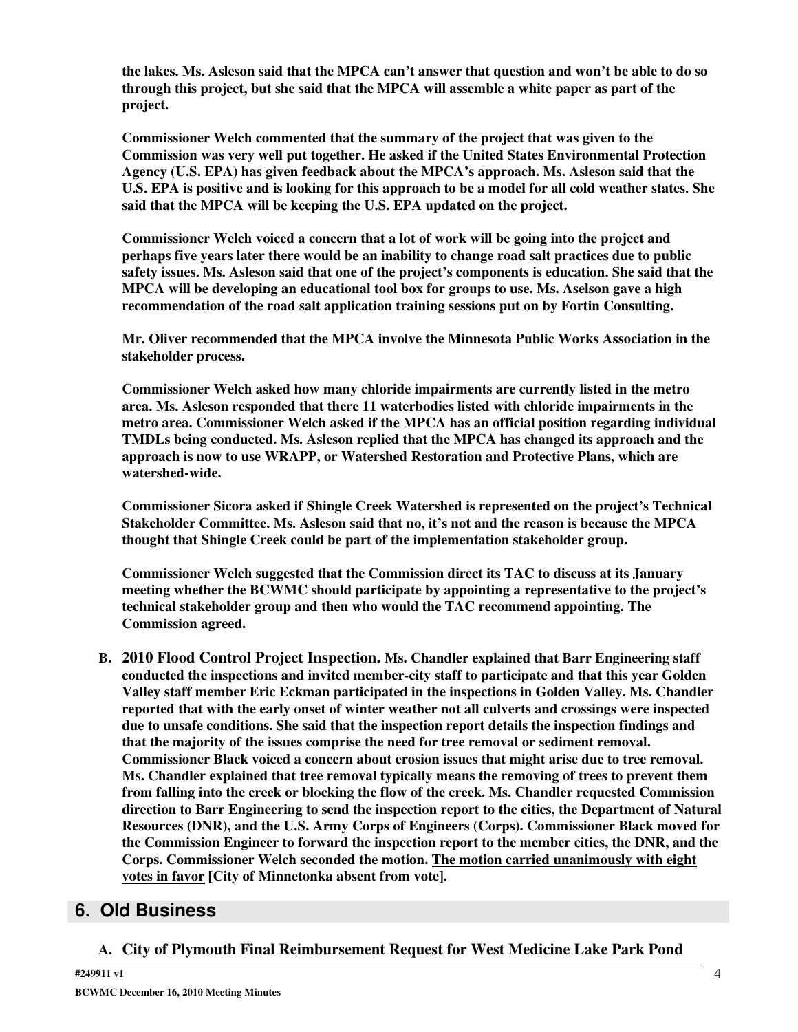**the lakes. Ms. Asleson said that the MPCA can't answer that question and won't be able to do so through this project, but she said that the MPCA will assemble a white paper as part of the project.**

**Commissioner Welch commented that the summary of the project that was given to the Commission was very well put together. He asked if the United States Environmental Protection Agency (U.S. EPA) has given feedback about the MPCA's approach. Ms. Asleson said that the U.S. EPA is positive and is looking for this approach to be a model for all cold weather states. She said that the MPCA will be keeping the U.S. EPA updated on the project.**

**Commissioner Welch voiced a concern that a lot of work will be going into the project and perhaps five years later there would be an inability to change road salt practices due to public safety issues. Ms. Asleson said that one of the project's components is education. She said that the MPCA will be developing an educational tool box for groups to use. Ms. Aselson gave a high recommendation of the road salt application training sessions put on by Fortin Consulting.**

**Mr. Oliver recommended that the MPCA involve the Minnesota Public Works Association in the stakeholder process.**

**Commissioner Welch asked how many chloride impairments are currently listed in the metro area. Ms. Asleson responded that there 11 waterbodies listed with chloride impairments in the metro area. Commissioner Welch asked if the MPCA has an official position regarding individual TMDLs being conducted. Ms. Asleson replied that the MPCA has changed its approach and the approach is now to use WRAPP, or Watershed Restoration and Protective Plans, which are watershed-wide.**

**Commissioner Sicora asked if Shingle Creek Watershed is represented on the project's Technical Stakeholder Committee. Ms. Asleson said that no, it's not and the reason is because the MPCA thought that Shingle Creek could be part of the implementation stakeholder group.**

**Commissioner Welch suggested that the Commission direct its TAC to discuss at its January meeting whether the BCWMC should participate by appointing a representative to the project's technical stakeholder group and then who would the TAC recommend appointing. The Commission agreed.**

**B. 2010 Flood Control Project Inspection. Ms. Chandler explained that Barr Engineering staff conducted the inspections and invited member-city staff to participate and that this year Golden Valley staff member Eric Eckman participated in the inspections in Golden Valley. Ms. Chandler reported that with the early onset of winter weather not all culverts and crossings were inspected due to unsafe conditions. She said that the inspection report details the inspection findings and that the majority of the issues comprise the need for tree removal or sediment removal. Commissioner Black voiced a concern about erosion issues that might arise due to tree removal. Ms. Chandler explained that tree removal typically means the removing of trees to prevent them from falling into the creek or blocking the flow of the creek. Ms. Chandler requested Commission direction to Barr Engineering to send the inspection report to the cities, the Department of Natural Resources (DNR), and the U.S. Army Corps of Engineers (Corps). Commissioner Black moved for the Commission Engineer to forward the inspection report to the member cities, the DNR, and the Corps. Commissioner Welch seconded the motion. <u>The motion carried unanimously with eight votes in favor</u> [City of Minnetonka absent from vote].**

## 6. Old Business

**A. City of Plymouth Final Reimbursement Request for West Medicine Lake Park Pond**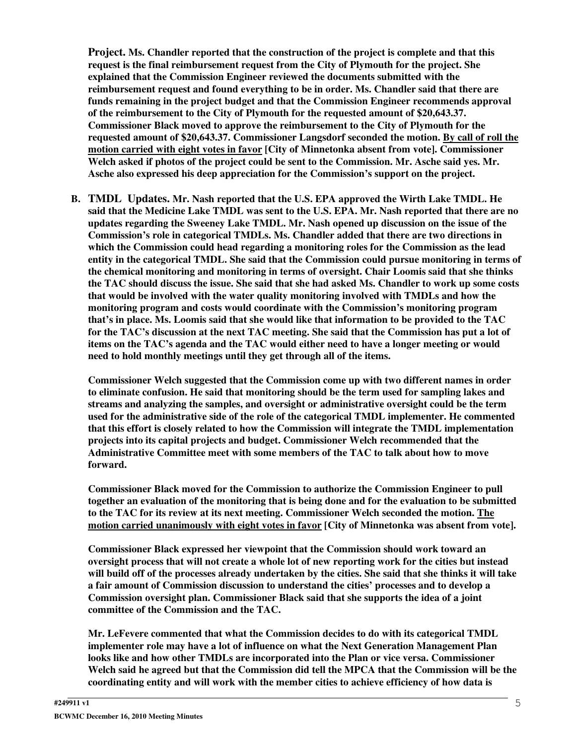**Project. Ms. Chandler reported that the construction of the project is complete and that this request is the final reimbursement request from the City of Plymouth for the project. She explained that the Commission Engineer reviewed the documents submitted with the reimbursement request and found everything to be in order. Ms. Chandler said that there are funds remaining in the project budget and that the Commission Engineer recommends approval of the reimbursement to the City of Plymouth for the requested amount of $20,643.37. Commissioner Black moved to approve the reimbursement to the City of Plymouth for the requested amount of $20,643.37. Commissioner Langsdorf seconded the motion. <u>By call of roll the motion carried with eight votes in favor</u> [City of Minnetonka absent from vote]. Commissioner Welch asked if photos of the project could be sent to the Commission. Mr. Asche said yes. Mr. Asche also expressed his deep appreciation for the Commission's support on the project.**

**B. TMDL Updates. Mr. Nash reported that the U.S. EPA approved the Wirth Lake TMDL. He said that the Medicine Lake TMDL was sent to the U.S. EPA. Mr. Nash reported that there are no updates regarding the Sweeney Lake TMDL. Mr. Nash opened up discussion on the issue of the Commission's role in categorical TMDLs. Ms. Chandler added that there are two directions in which the Commission could head regarding a monitoring roles for the Commission as the lead entity in the categorical TMDL. She said that the Commission could pursue monitoring in terms of the chemical monitoring and monitoring in terms of oversight. Chair Loomis said that she thinks the TAC should discuss the issue. She said that she had asked Ms. Chandler to work up some costs that would be involved with the water quality monitoring involved with TMDLs and how the monitoring program and costs would coordinate with the Commission's monitoring program that's in place. Ms. Loomis said that she would like that information to be provided to the TAC for the TAC's discussion at the next TAC meeting. She said that the Commission has put a lot of items on the TAC's agenda and the TAC would either need to have a longer meeting or would need to hold monthly meetings until they get through all of the items.**

**Commissioner Welch suggested that the Commission come up with two different names in order to eliminate confusion. He said that monitoring should be the term used for sampling lakes and streams and analyzing the samples, and oversight or administrative oversight could be the term used for the administrative side of the role of the categorical TMDL implementer. He commented that this effort is closely related to how the Commission will integrate the TMDL implementation projects into its capital projects and budget. Commissioner Welch recommended that the Administrative Committee meet with some members of the TAC to talk about how to move forward.**

**Commissioner Black moved for the Commission to authorize the Commission Engineer to pull together an evaluation of the monitoring that is being done and for the evaluation to be submitted to the TAC for its review at its next meeting. Commissioner Welch seconded the motion. <u>The motion carried unanimously with eight votes in favor</u> [City of Minnetonka was absent from vote].**

**Commissioner Black expressed her viewpoint that the Commission should work toward an oversight process that will not create a whole lot of new reporting work for the cities but instead will build off of the processes already undertaken by the cities. She said that she thinks it will take a fair amount of Commission discussion to understand the cities' processes and to develop a Commission oversight plan. Commissioner Black said that she supports the idea of a joint committee of the Commission and the TAC.**

**Mr. LeFevere commented that what the Commission decides to do with its categorical TMDL implementer role may have a lot of influence on what the Next Generation Management Plan looks like and how other TMDLs are incorporated into the Plan or vice versa. Commissioner Welch said he agreed but that the Commission did tell the MPCA that the Commission will be the coordinating entity and will work with the member cities to achieve efficiency of how data is**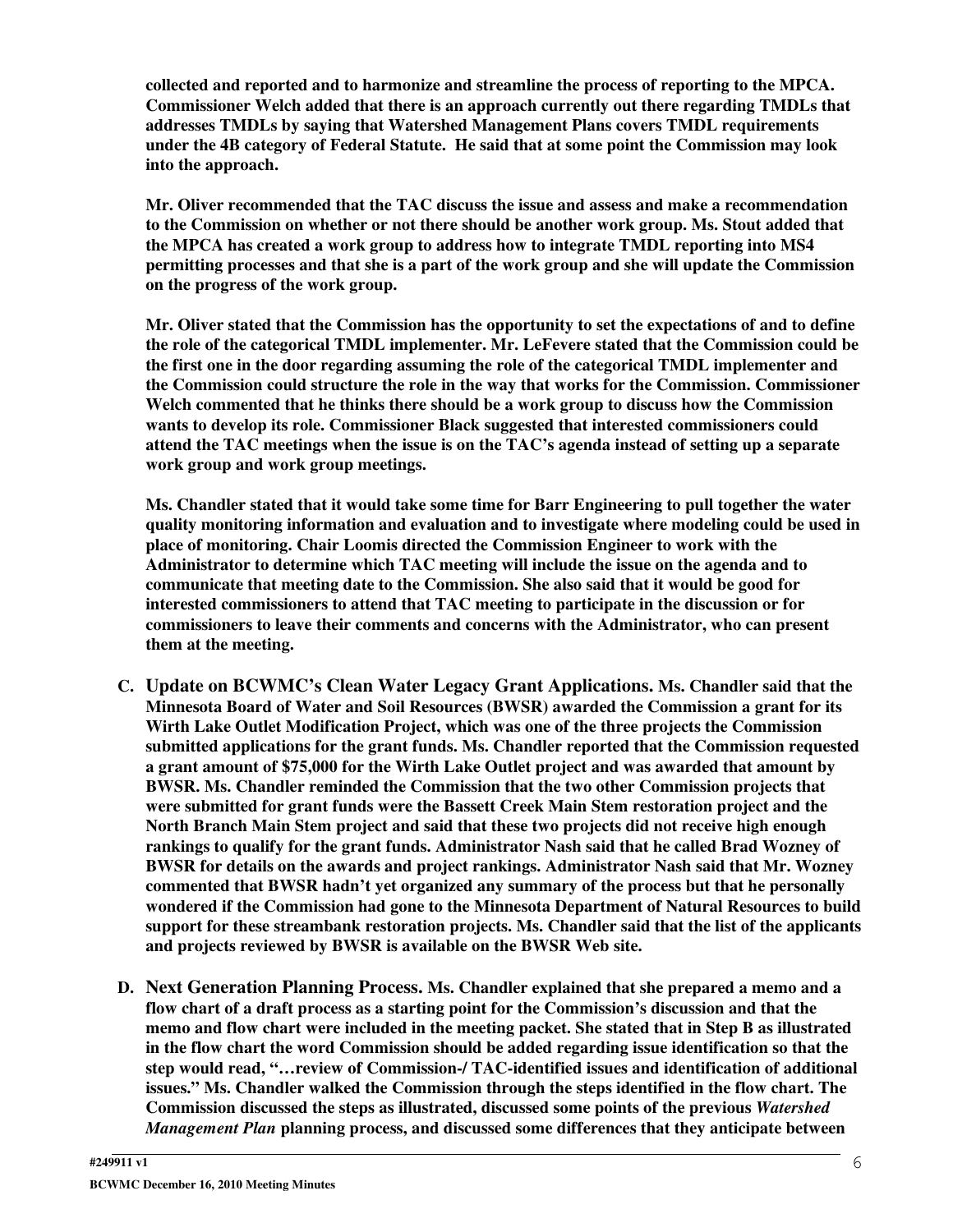**collected and reported and to harmonize and streamline the process of reporting to the MPCA. Commissioner Welch added that there is an approach currently out there regarding TMDLs that addresses TMDLs by saying that Watershed Management Plans covers TMDL requirements under the 4B category of Federal Statute. He said that at some point the Commission may look into the approach.**

**Mr. Oliver recommended that the TAC discuss the issue and assess and make a recommendation to the Commission on whether or not there should be another work group. Ms. Stout added that the MPCA has created a work group to address how to integrate TMDL reporting into MS4 permitting processes and that she is a part of the work group and she will update the Commission on the progress of the work group.**

**Mr. Oliver stated that the Commission has the opportunity to set the expectations of and to define the role of the categorical TMDL implementer. Mr. LeFevere stated that the Commission could be the first one in the door regarding assuming the role of the categorical TMDL implementer and the Commission could structure the role in the way that works for the Commission. Commissioner Welch commented that he thinks there should be a work group to discuss how the Commission wants to develop its role. Commissioner Black suggested that interested commissioners could attend the TAC meetings when the issue is on the TAC's agenda instead of setting up a separate work group and work group meetings.**

**Ms. Chandler stated that it would take some time for Barr Engineering to pull together the water quality monitoring information and evaluation and to investigate where modeling could be used in place of monitoring. Chair Loomis directed the Commission Engineer to work with the Administrator to determine which TAC meeting will include the issue on the agenda and to communicate that meeting date to the Commission. She also said that it would be good for interested commissioners to attend that TAC meeting to participate in the discussion or for commissioners to leave their comments and concerns with the Administrator, who can present them at the meeting.**

**C. Update on BCWMC's Clean Water Legacy Grant Applications. Ms. Chandler said that the Minnesota Board of Water and Soil Resources (BWSR) awarded the Commission a grant for its Wirth Lake Outlet Modification Project, which was one of the three projects the Commission submitted applications for the grant funds. Ms. Chandler reported that the Commission requested a grant amount of $75,000 for the Wirth Lake Outlet project and was awarded that amount by BWSR. Ms. Chandler reminded the Commission that the two other Commission projects that were submitted for grant funds were the Bassett Creek Main Stem restoration project and the North Branch Main Stem project and said that these two projects did not receive high enough rankings to qualify for the grant funds. Administrator Nash said that he called Brad Wozney of BWSR for details on the awards and project rankings. Administrator Nash said that Mr. Wozney commented that BWSR hadn't yet organized any summary of the process but that he personally wondered if the Commission had gone to the Minnesota Department of Natural Resources to build support for these streambank restoration projects. Ms. Chandler said that the list of the applicants and projects reviewed by BWSR is available on the BWSR Web site.**

**D. Next Generation Planning Process. Ms. Chandler explained that she prepared a memo and a flow chart of a draft process as a starting point for the Commission's discussion and that the memo and flow chart were included in the meeting packet. She stated that in Step B as illustrated in the flow chart the word Commission should be added regarding issue identification so that the step would read, "…review of Commission-/ TAC-identified issues and identification of additional issues." Ms. Chandler walked the Commission through the steps identified in the flow chart. The Commission discussed the steps as illustrated, discussed some points of the previous *Watershed Management Plan* planning process, and discussed some differences that they anticipate between**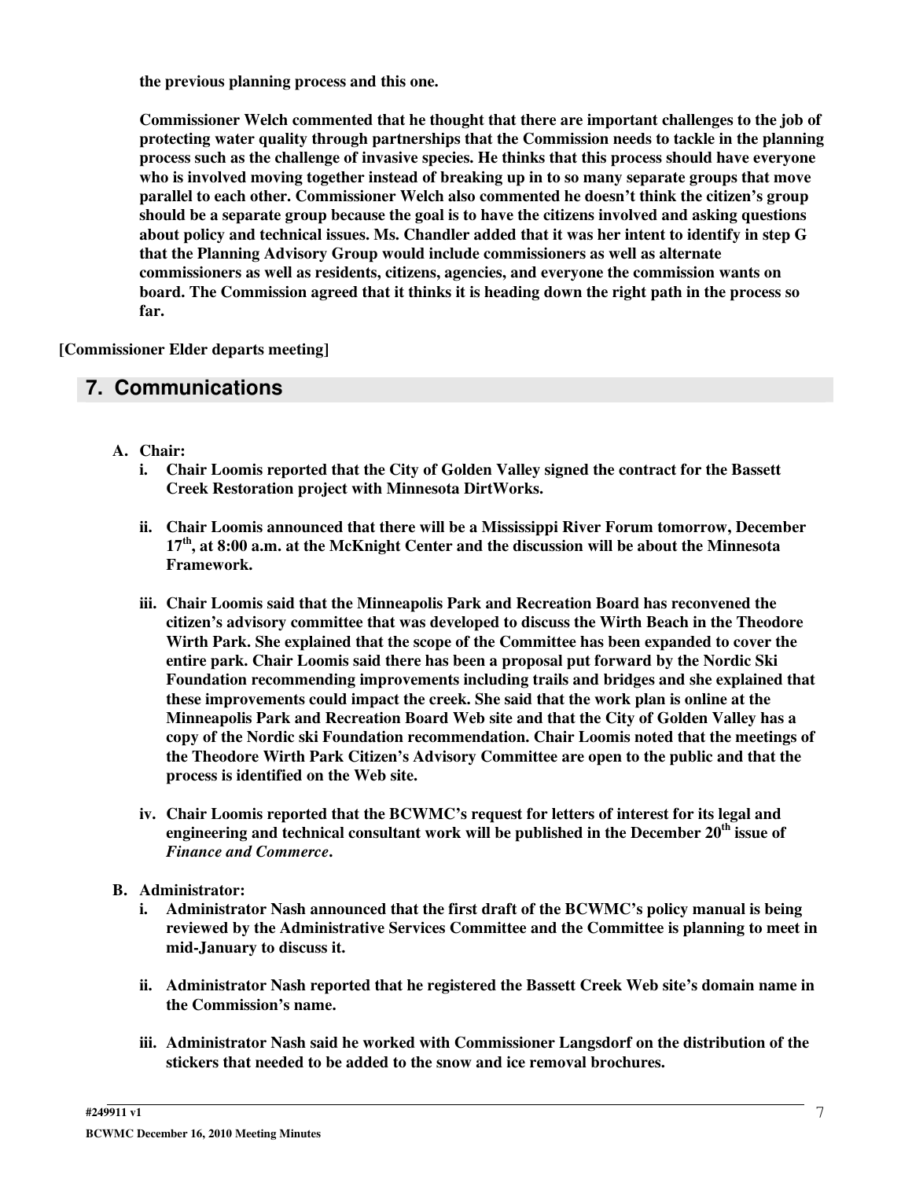**the previous planning process and this one.**

**Commissioner Welch commented that he thought that there are important challenges to the job of protecting water quality through partnerships that the Commission needs to tackle in the planning process such as the challenge of invasive species. He thinks that this process should have everyone who is involved moving together instead of breaking up in to so many separate groups that move parallel to each other. Commissioner Welch also commented he doesn't think the citizen's group should be a separate group because the goal is to have the citizens involved and asking questions about policy and technical issues. Ms. Chandler added that it was her intent to identify in step G that the Planning Advisory Group would include commissioners as well as alternate commissioners as well as residents, citizens, agencies, and everyone the commission wants on board. The Commission agreed that it thinks it is heading down the right path in the process so far.**

**[Commissioner Elder departs meeting]**

## 7. Communications

**A. Chair:**

- **i. Chair Loomis reported that the City of Golden Valley signed the contract for the Bassett Creek Restoration project with Minnesota DirtWorks.**

- **ii. Chair Loomis announced that there will be a Mississippi River Forum tomorrow, December 17th, at 8:00 a.m. at the McKnight Center and the discussion will be about the Minnesota Framework.**

- **iii. Chair Loomis said that the Minneapolis Park and Recreation Board has reconvened the citizen's advisory committee that was developed to discuss the Wirth Beach in the Theodore Wirth Park. She explained that the scope of the Committee has been expanded to cover the entire park. Chair Loomis said there has been a proposal put forward by the Nordic Ski Foundation recommending improvements including trails and bridges and she explained that these improvements could impact the creek. She said that the work plan is online at the Minneapolis Park and Recreation Board Web site and that the City of Golden Valley has a copy of the Nordic ski Foundation recommendation. Chair Loomis noted that the meetings of the Theodore Wirth Park Citizen's Advisory Committee are open to the public and that the process is identified on the Web site.**

- **iv. Chair Loomis reported that the BCWMC's request for letters of interest for its legal and engineering and technical consultant work will be published in the December 20th issue of *Finance and Commerce*.**

**B. Administrator:**

- **i. Administrator Nash announced that the first draft of the BCWMC's policy manual is being reviewed by the Administrative Services Committee and the Committee is planning to meet in mid-January to discuss it.**

- **ii. Administrator Nash reported that he registered the Bassett Creek Web site's domain name in the Commission's name.**

- **iii. Administrator Nash said he worked with Commissioner Langsdorf on the distribution of the stickers that needed to be added to the snow and ice removal brochures.**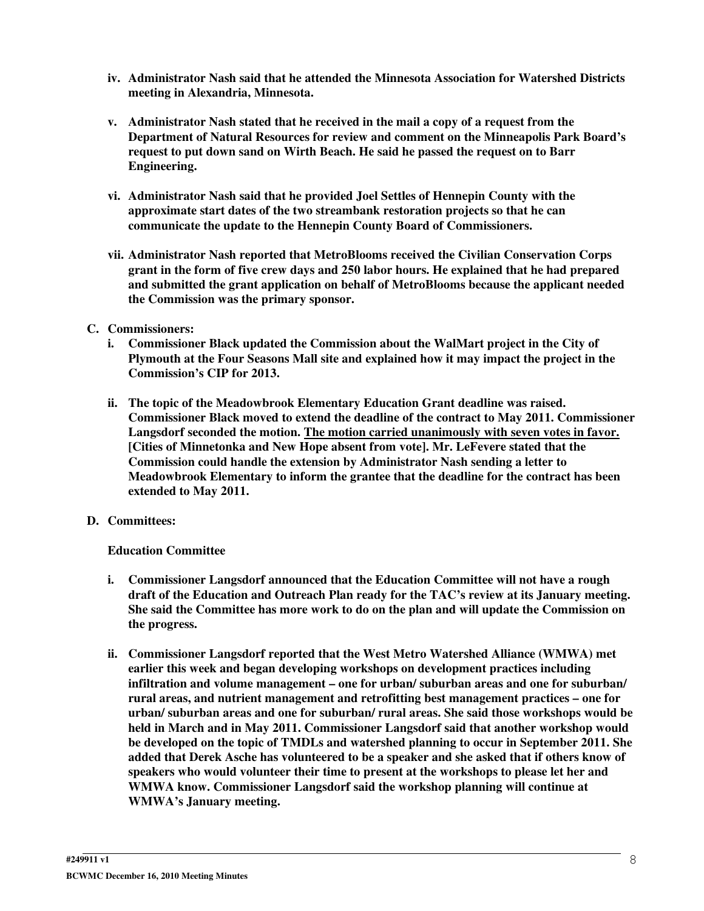iv. **Administrator Nash said that he attended the Minnesota Association for Watershed Districts meeting in Alexandria, Minnesota.**

v. **Administrator Nash stated that he received in the mail a copy of a request from the Department of Natural Resources for review and comment on the Minneapolis Park Board's request to put down sand on Wirth Beach. He said he passed the request on to Barr Engineering.**

vi. **Administrator Nash said that he provided Joel Settles of Hennepin County with the approximate start dates of the two streambank restoration projects so that he can communicate the update to the Hennepin County Board of Commissioners.**

vii. **Administrator Nash reported that MetroBlooms received the Civilian Conservation Corps grant in the form of five crew days and 250 labor hours. He explained that he had prepared and submitted the grant application on behalf of MetroBlooms because the applicant needed the Commission was the primary sponsor.**

**C. Commissioners:**

i. **Commissioner Black updated the Commission about the WalMart project in the City of Plymouth at the Four Seasons Mall site and explained how it may impact the project in the Commission's CIP for 2013.**

ii. **The topic of the Meadowbrook Elementary Education Grant deadline was raised. Commissioner Black moved to extend the deadline of the contract to May 2011. Commissioner Langsdorf seconded the motion. The motion carried unanimously with seven votes in favor. [Cities of Minnetonka and New Hope absent from vote]. Mr. LeFevere stated that the Commission could handle the extension by Administrator Nash sending a letter to Meadowbrook Elementary to inform the grantee that the deadline for the contract has been extended to May 2011.**

**D. Committees:**

**Education Committee**

i. **Commissioner Langsdorf announced that the Education Committee will not have a rough draft of the Education and Outreach Plan ready for the TAC's review at its January meeting. She said the Committee has more work to do on the plan and will update the Commission on the progress.**

ii. **Commissioner Langsdorf reported that the West Metro Watershed Alliance (WMWA) met earlier this week and began developing workshops on development practices including infiltration and volume management – one for urban/ suburban areas and one for suburban/ rural areas, and nutrient management and retrofitting best management practices – one for urban/ suburban areas and one for suburban/ rural areas. She said those workshops would be held in March and in May 2011. Commissioner Langsdorf said that another workshop would be developed on the topic of TMDLs and watershed planning to occur in September 2011. She added that Derek Asche has volunteered to be a speaker and she asked that if others know of speakers who would volunteer their time to present at the workshops to please let her and WMWA know. Commissioner Langsdorf said the workshop planning will continue at WMWA's January meeting.**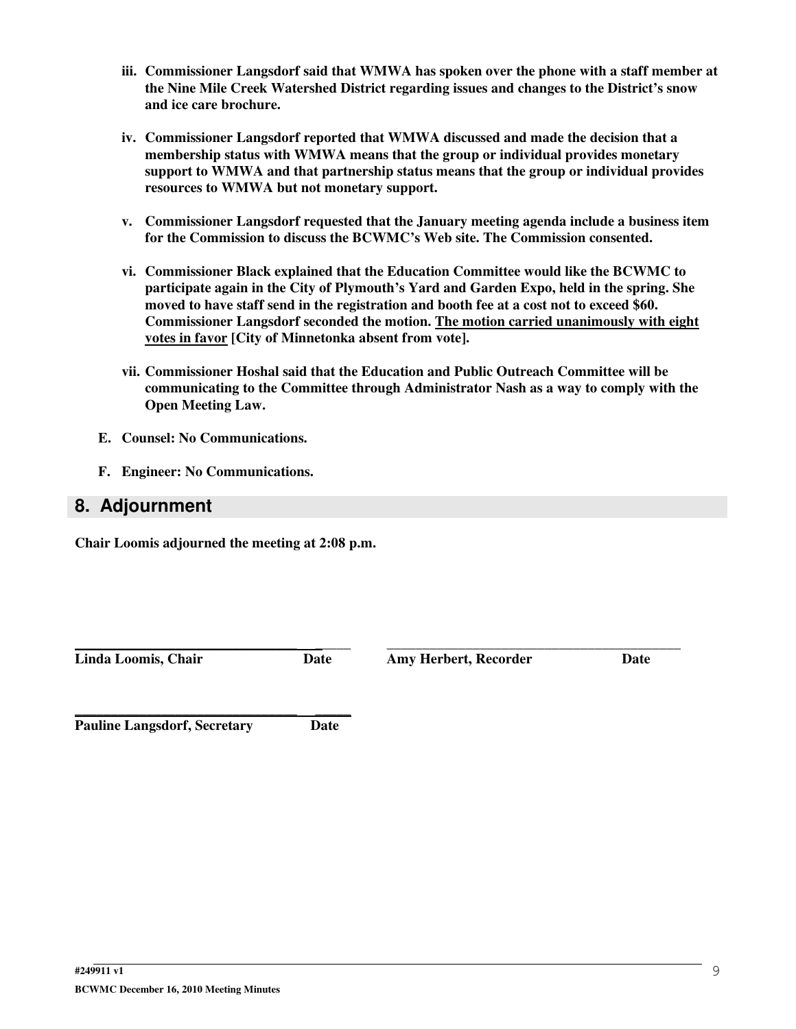iii. **Commissioner Langsdorf said that WMWA has spoken over the phone with a staff member at the Nine Mile Creek Watershed District regarding issues and changes to the District's snow and ice care brochure.**

iv. **Commissioner Langsdorf reported that WMWA discussed and made the decision that a membership status with WMWA means that the group or individual provides monetary support to WMWA and that partnership status means that the group or individual provides resources to WMWA but not monetary support.**

v. **Commissioner Langsdorf requested that the January meeting agenda include a business item for the Commission to discuss the BCWMC's Web site. The Commission consented.**

vi. **Commissioner Black explained that the Education Committee would like the BCWMC to participate again in the City of Plymouth's Yard and Garden Expo, held in the spring. She moved to have staff send in the registration and booth fee at a cost not to exceed $60. Commissioner Langsdorf seconded the motion. <u>The motion carried unanimously with eight votes in favor</u> [City of Minnetonka absent from vote].**

vii. **Commissioner Hoshal said that the Education and Public Outreach Committee will be communicating to the Committee through Administrator Nash as a way to comply with the Open Meeting Law.**

**E. Counsel: No Communications.**

**F. Engineer: No Communications.**

## 8. Adjournment

**Chair Loomis adjourned the meeting at 2:08 p.m.**

| | | | |
|---|---|---|---|
| **Linda Loomis, Chair** | **Date** | **Amy Herbert, Recorder** | **Date** |
| **Pauline Langsdorf, Secretary** | **Date** | | |

**#249911 v1**

**BCWMC December 16, 2010 Meeting Minutes**